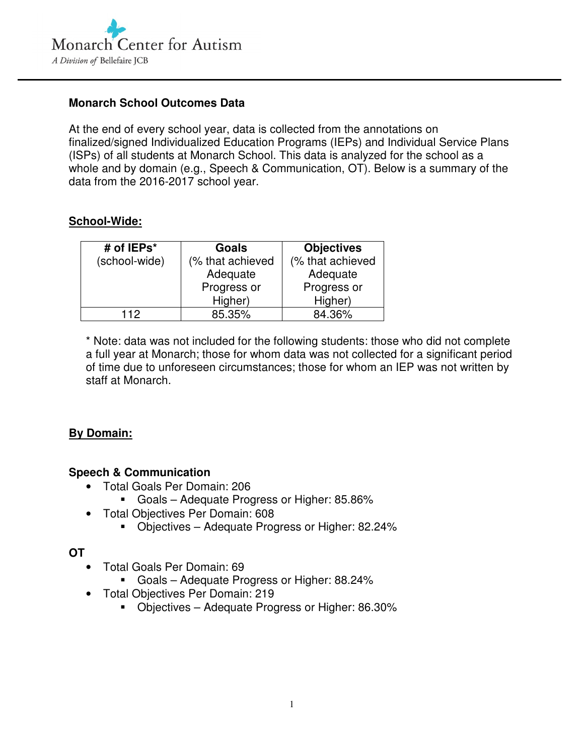Monarch Center for Autism
*A Division of* Bellefaire JCB

**Monarch School Outcomes Data**

At the end of every school year, data is collected from the annotations on finalized/signed Individualized Education Programs (IEPs) and Individual Service Plans (ISPs) of all students at Monarch School. This data is analyzed for the school as a whole and by domain (e.g., Speech & Communication, OT). Below is a summary of the data from the 2016-2017 school year.

## School-Wide:

| **# of IEPs*** (school-wide) | **Goals** (% that achieved Adequate Progress or Higher) | **Objectives** (% that achieved Adequate Progress or Higher) |
|---|---|---|
| 112 | 85.35% | 84.36% |

* Note: data was not included for the following students: those who did not complete a full year at Monarch; those for whom data was not collected for a significant period of time due to unforeseen circumstances; those for whom an IEP was not written by staff at Monarch.

## By Domain:

### Speech & Communication

- Total Goals Per Domain: 206
    - Goals – Adequate Progress or Higher: 85.86%
- Total Objectives Per Domain: 608
    - Objectives – Adequate Progress or Higher: 82.24%

### OT

- Total Goals Per Domain: 69
    - Goals – Adequate Progress or Higher: 88.24%
- Total Objectives Per Domain: 219
    - Objectives – Adequate Progress or Higher: 86.30%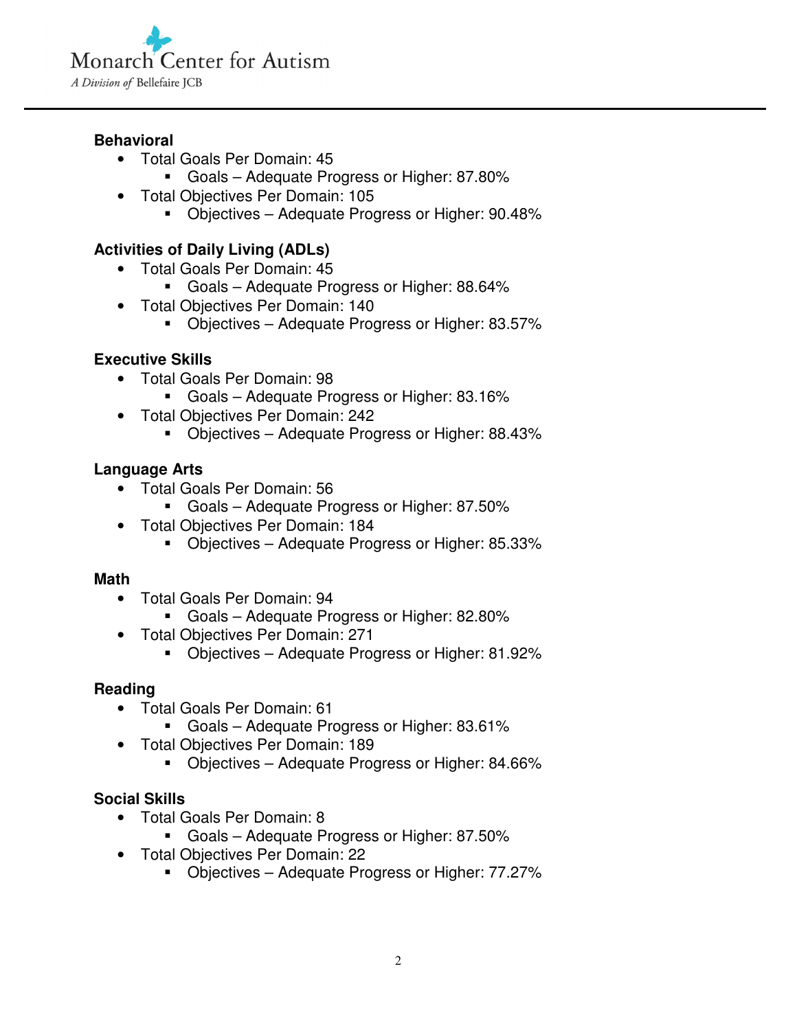**Behavioral**

- Total Goals Per Domain: 45
  - Goals – Adequate Progress or Higher: 87.80%
- Total Objectives Per Domain: 105
  - Objectives – Adequate Progress or Higher: 90.48%

**Activities of Daily Living (ADLs)**

- Total Goals Per Domain: 45
  - Goals – Adequate Progress or Higher: 88.64%
- Total Objectives Per Domain: 140
  - Objectives – Adequate Progress or Higher: 83.57%

**Executive Skills**

- Total Goals Per Domain: 98
  - Goals – Adequate Progress or Higher: 83.16%
- Total Objectives Per Domain: 242
  - Objectives – Adequate Progress or Higher: 88.43%

**Language Arts**

- Total Goals Per Domain: 56
  - Goals – Adequate Progress or Higher: 87.50%
- Total Objectives Per Domain: 184
  - Objectives – Adequate Progress or Higher: 85.33%

**Math**

- Total Goals Per Domain: 94
  - Goals – Adequate Progress or Higher: 82.80%
- Total Objectives Per Domain: 271
  - Objectives – Adequate Progress or Higher: 81.92%

**Reading**

- Total Goals Per Domain: 61
  - Goals – Adequate Progress or Higher: 83.61%
- Total Objectives Per Domain: 189
  - Objectives – Adequate Progress or Higher: 84.66%

**Social Skills**

- Total Goals Per Domain: 8
  - Goals – Adequate Progress or Higher: 87.50%
- Total Objectives Per Domain: 22
  - Objectives – Adequate Progress or Higher: 77.27%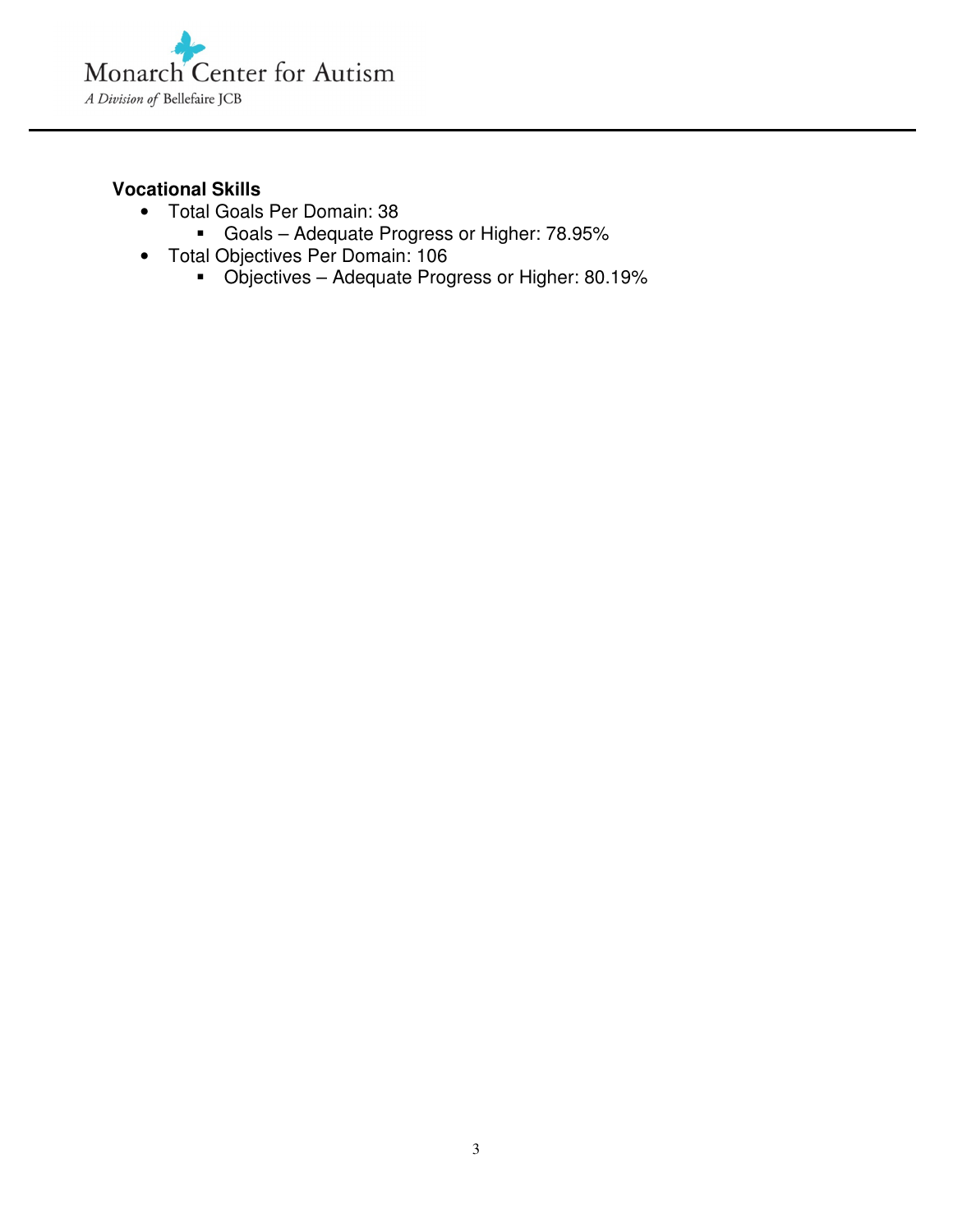**Vocational Skills**

- Total Goals Per Domain: 38
  - Goals – Adequate Progress or Higher: 78.95%
- Total Objectives Per Domain: 106
  - Objectives – Adequate Progress or Higher: 80.19%